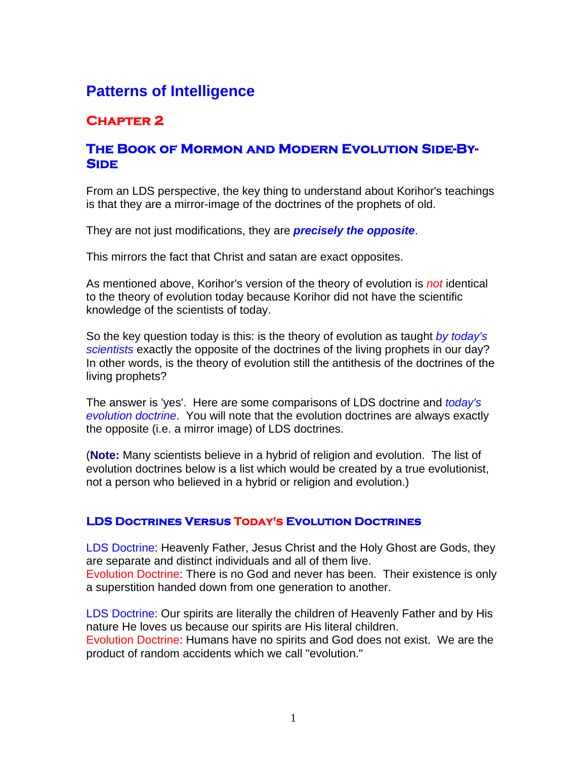# Patterns of Intelligence

## Chapter 2

## The Book of Mormon and Modern Evolution Side-By-Side

From an LDS perspective, the key thing to understand about Korihor's teachings is that they are a mirror-image of the doctrines of the prophets of old.

They are not just modifications, they are ***precisely the opposite***.

This mirrors the fact that Christ and satan are exact opposites.

As mentioned above, Korihor's version of the theory of evolution is *not* identical to the theory of evolution today because Korihor did not have the scientific knowledge of the scientists of today.

So the key question today is this: is the theory of evolution as taught *by today's scientists* exactly the opposite of the doctrines of the living prophets in our day? In other words, is the theory of evolution still the antithesis of the doctrines of the living prophets?

The answer is 'yes'. Here are some comparisons of LDS doctrine and *today's evolution doctrine*. You will note that the evolution doctrines are always exactly the opposite (i.e. a mirror image) of LDS doctrines.

(**Note:** Many scientists believe in a hybrid of religion and evolution. The list of evolution doctrines below is a list which would be created by a true evolutionist, not a person who believed in a hybrid or religion and evolution.)

### LDS Doctrines Versus Today's Evolution Doctrines

LDS Doctrine: Heavenly Father, Jesus Christ and the Holy Ghost are Gods, they are separate and distinct individuals and all of them live.
Evolution Doctrine: There is no God and never has been. Their existence is only a superstition handed down from one generation to another.

LDS Doctrine: Our spirits are literally the children of Heavenly Father and by His nature He loves us because our spirits are His literal children.
Evolution Doctrine: Humans have no spirits and God does not exist. We are the product of random accidents which we call "evolution."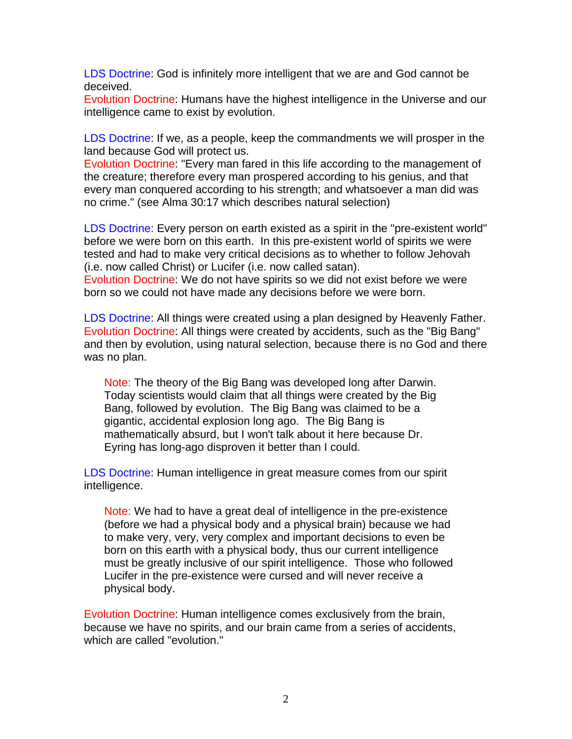LDS Doctrine: God is infinitely more intelligent that we are and God cannot be deceived.
Evolution Doctrine: Humans have the highest intelligence in the Universe and our intelligence came to exist by evolution.

LDS Doctrine: If we, as a people, keep the commandments we will prosper in the land because God will protect us.
Evolution Doctrine: "Every man fared in this life according to the management of the creature; therefore every man prospered according to his genius, and that every man conquered according to his strength; and whatsoever a man did was no crime." (see Alma 30:17 which describes natural selection)

LDS Doctrine: Every person on earth existed as a spirit in the "pre-existent world" before we were born on this earth. In this pre-existent world of spirits we were tested and had to make very critical decisions as to whether to follow Jehovah (i.e. now called Christ) or Lucifer (i.e. now called satan).
Evolution Doctrine: We do not have spirits so we did not exist before we were born so we could not have made any decisions before we were born.

LDS Doctrine: All things were created using a plan designed by Heavenly Father.
Evolution Doctrine: All things were created by accidents, such as the "Big Bang" and then by evolution, using natural selection, because there is no God and there was no plan.

> Note: The theory of the Big Bang was developed long after Darwin. Today scientists would claim that all things were created by the Big Bang, followed by evolution. The Big Bang was claimed to be a gigantic, accidental explosion long ago. The Big Bang is mathematically absurd, but I won't talk about it here because Dr. Eyring has long-ago disproven it better than I could.

LDS Doctrine: Human intelligence in great measure comes from our spirit intelligence.

> Note: We had to have a great deal of intelligence in the pre-existence (before we had a physical body and a physical brain) because we had to make very, very, very complex and important decisions to even be born on this earth with a physical body, thus our current intelligence must be greatly inclusive of our spirit intelligence. Those who followed Lucifer in the pre-existence were cursed and will never receive a physical body.

Evolution Doctrine: Human intelligence comes exclusively from the brain, because we have no spirits, and our brain came from a series of accidents, which are called "evolution."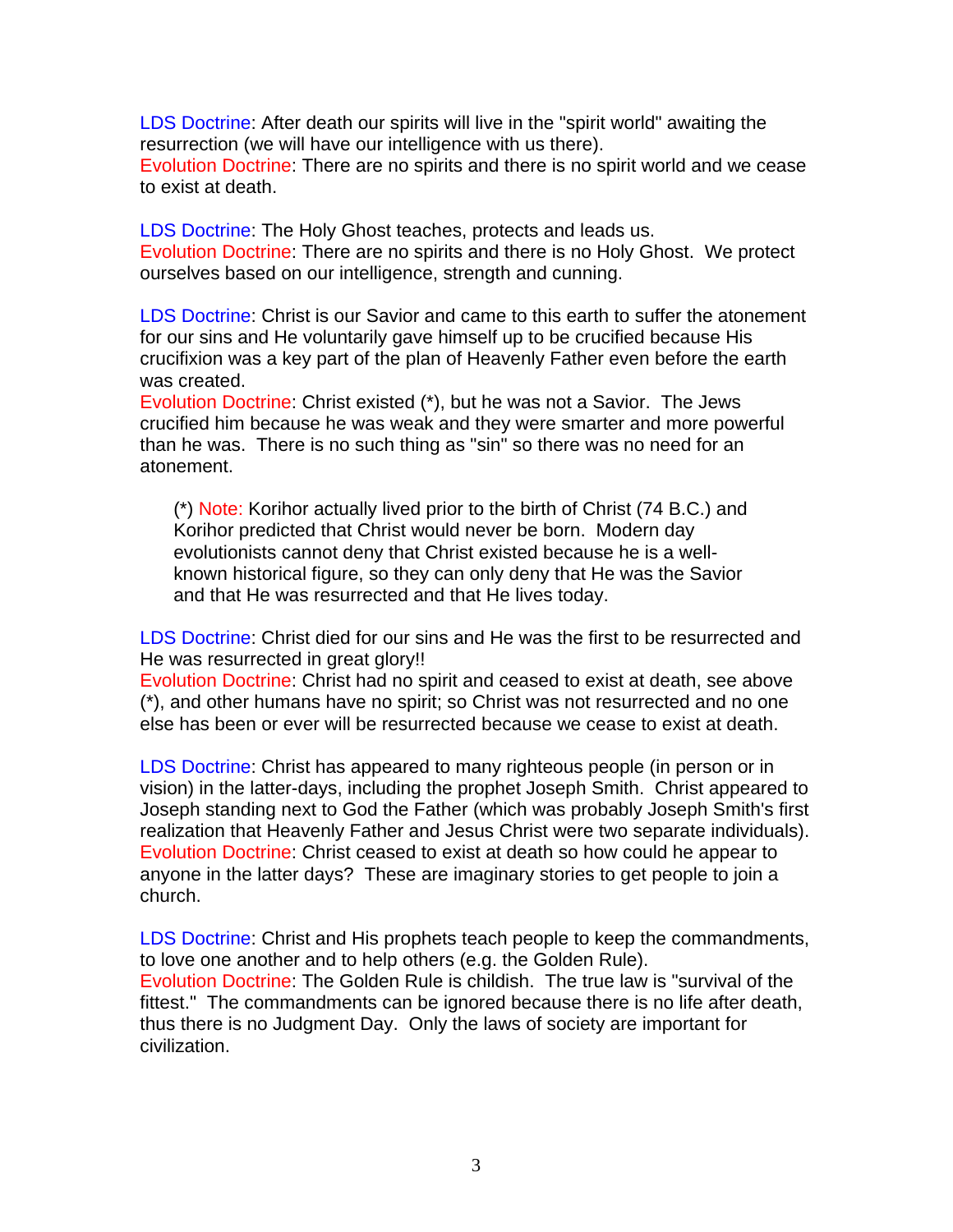LDS Doctrine: After death our spirits will live in the "spirit world" awaiting the resurrection (we will have our intelligence with us there).
Evolution Doctrine: There are no spirits and there is no spirit world and we cease to exist at death.

LDS Doctrine: The Holy Ghost teaches, protects and leads us.
Evolution Doctrine: There are no spirits and there is no Holy Ghost. We protect ourselves based on our intelligence, strength and cunning.

LDS Doctrine: Christ is our Savior and came to this earth to suffer the atonement for our sins and He voluntarily gave himself up to be crucified because His crucifixion was a key part of the plan of Heavenly Father even before the earth was created.
Evolution Doctrine: Christ existed (*), but he was not a Savior. The Jews crucified him because he was weak and they were smarter and more powerful than he was. There is no such thing as "sin" so there was no need for an atonement.

> (*) Note: Korihor actually lived prior to the birth of Christ (74 B.C.) and Korihor predicted that Christ would never be born. Modern day evolutionists cannot deny that Christ existed because he is a well-known historical figure, so they can only deny that He was the Savior and that He was resurrected and that He lives today.

LDS Doctrine: Christ died for our sins and He was the first to be resurrected and He was resurrected in great glory!!
Evolution Doctrine: Christ had no spirit and ceased to exist at death, see above (*), and other humans have no spirit; so Christ was not resurrected and no one else has been or ever will be resurrected because we cease to exist at death.

LDS Doctrine: Christ has appeared to many righteous people (in person or in vision) in the latter-days, including the prophet Joseph Smith. Christ appeared to Joseph standing next to God the Father (which was probably Joseph Smith's first realization that Heavenly Father and Jesus Christ were two separate individuals).
Evolution Doctrine: Christ ceased to exist at death so how could he appear to anyone in the latter days? These are imaginary stories to get people to join a church.

LDS Doctrine: Christ and His prophets teach people to keep the commandments, to love one another and to help others (e.g. the Golden Rule).
Evolution Doctrine: The Golden Rule is childish. The true law is "survival of the fittest." The commandments can be ignored because there is no life after death, thus there is no Judgment Day. Only the laws of society are important for civilization.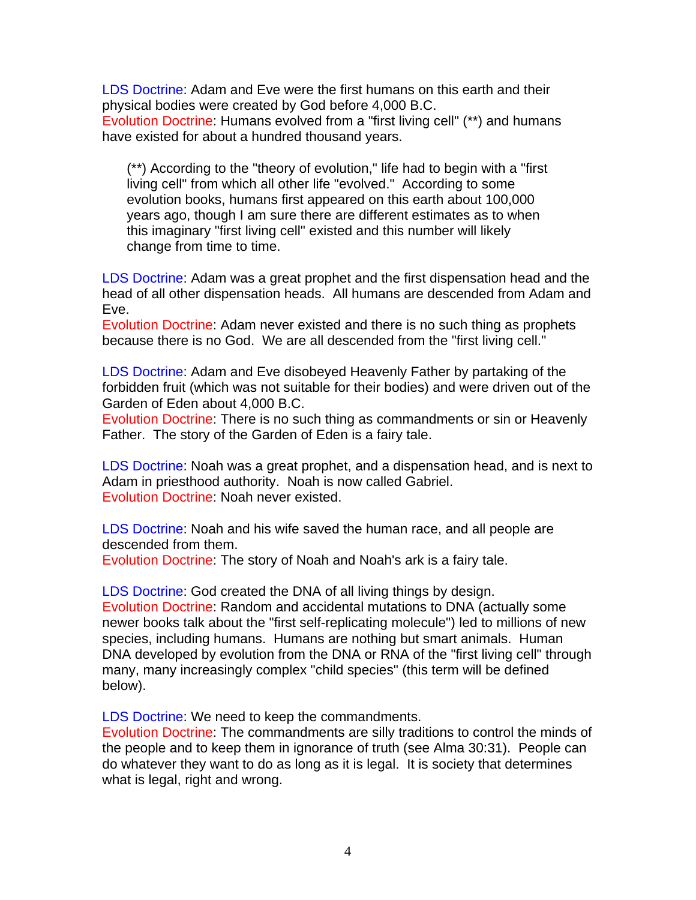LDS Doctrine: Adam and Eve were the first humans on this earth and their physical bodies were created by God before 4,000 B.C.
Evolution Doctrine: Humans evolved from a "first living cell" (**) and humans have existed for about a hundred thousand years.

> (**) According to the "theory of evolution," life had to begin with a "first living cell" from which all other life "evolved." According to some evolution books, humans first appeared on this earth about 100,000 years ago, though I am sure there are different estimates as to when this imaginary "first living cell" existed and this number will likely change from time to time.

LDS Doctrine: Adam was a great prophet and the first dispensation head and the head of all other dispensation heads. All humans are descended from Adam and Eve.
Evolution Doctrine: Adam never existed and there is no such thing as prophets because there is no God. We are all descended from the "first living cell."

LDS Doctrine: Adam and Eve disobeyed Heavenly Father by partaking of the forbidden fruit (which was not suitable for their bodies) and were driven out of the Garden of Eden about 4,000 B.C.
Evolution Doctrine: There is no such thing as commandments or sin or Heavenly Father. The story of the Garden of Eden is a fairy tale.

LDS Doctrine: Noah was a great prophet, and a dispensation head, and is next to Adam in priesthood authority. Noah is now called Gabriel.
Evolution Doctrine: Noah never existed.

LDS Doctrine: Noah and his wife saved the human race, and all people are descended from them.
Evolution Doctrine: The story of Noah and Noah's ark is a fairy tale.

LDS Doctrine: God created the DNA of all living things by design.
Evolution Doctrine: Random and accidental mutations to DNA (actually some newer books talk about the "first self-replicating molecule") led to millions of new species, including humans. Humans are nothing but smart animals. Human DNA developed by evolution from the DNA or RNA of the "first living cell" through many, many increasingly complex "child species" (this term will be defined below).

LDS Doctrine: We need to keep the commandments.
Evolution Doctrine: The commandments are silly traditions to control the minds of the people and to keep them in ignorance of truth (see Alma 30:31). People can do whatever they want to do as long as it is legal. It is society that determines what is legal, right and wrong.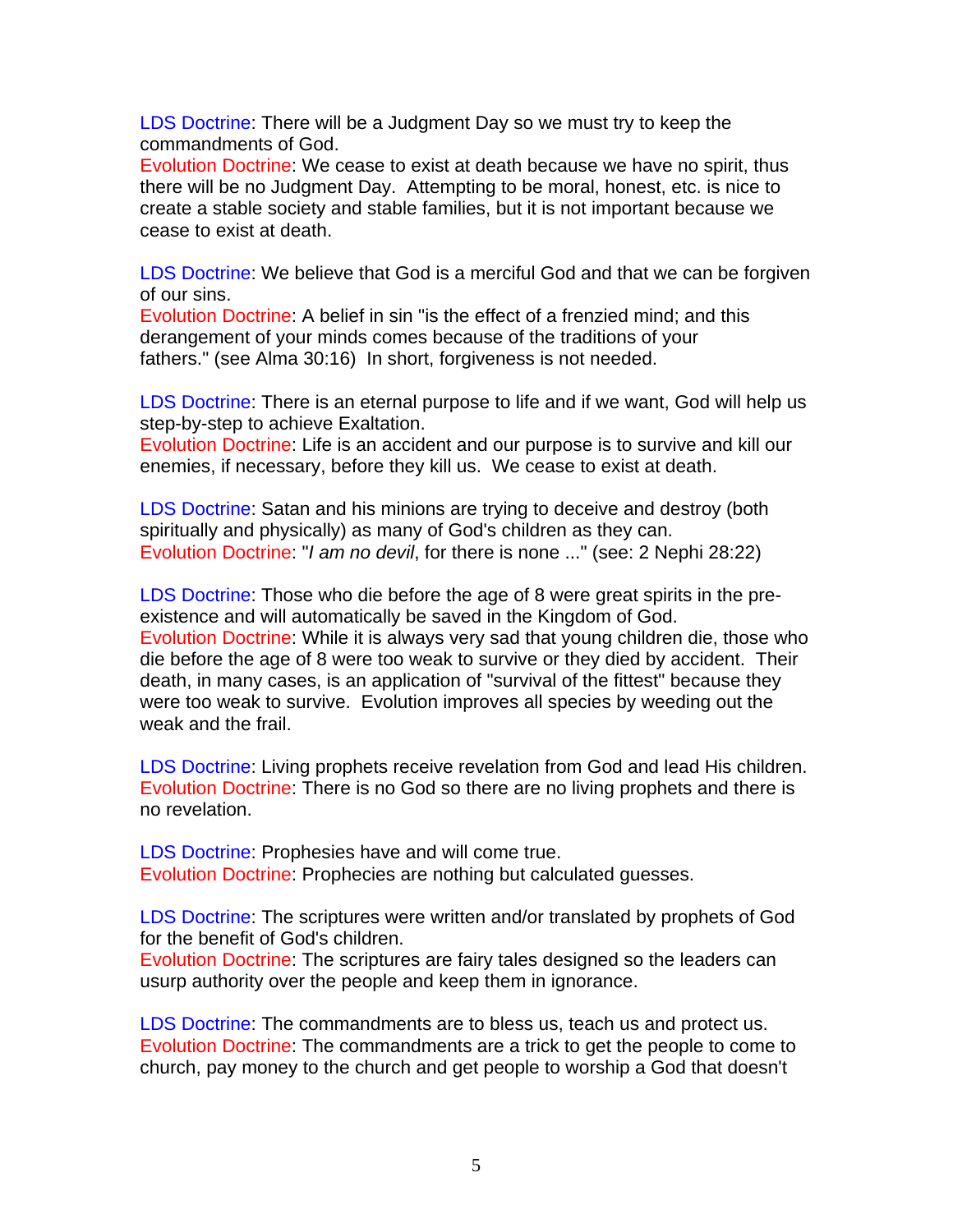LDS Doctrine: There will be a Judgment Day so we must try to keep the commandments of God.
Evolution Doctrine: We cease to exist at death because we have no spirit, thus there will be no Judgment Day. Attempting to be moral, honest, etc. is nice to create a stable society and stable families, but it is not important because we cease to exist at death.

LDS Doctrine: We believe that God is a merciful God and that we can be forgiven of our sins.
Evolution Doctrine: A belief in sin "is the effect of a frenzied mind; and this derangement of your minds comes because of the traditions of your fathers." (see Alma 30:16) In short, forgiveness is not needed.

LDS Doctrine: There is an eternal purpose to life and if we want, God will help us step-by-step to achieve Exaltation.
Evolution Doctrine: Life is an accident and our purpose is to survive and kill our enemies, if necessary, before they kill us. We cease to exist at death.

LDS Doctrine: Satan and his minions are trying to deceive and destroy (both spiritually and physically) as many of God's children as they can.
Evolution Doctrine: "*I am no devil*, for there is none ..." (see: 2 Nephi 28:22)

LDS Doctrine: Those who die before the age of 8 were great spirits in the pre-existence and will automatically be saved in the Kingdom of God.
Evolution Doctrine: While it is always very sad that young children die, those who die before the age of 8 were too weak to survive or they died by accident. Their death, in many cases, is an application of "survival of the fittest" because they were too weak to survive. Evolution improves all species by weeding out the weak and the frail.

LDS Doctrine: Living prophets receive revelation from God and lead His children.
Evolution Doctrine: There is no God so there are no living prophets and there is no revelation.

LDS Doctrine: Prophesies have and will come true.
Evolution Doctrine: Prophecies are nothing but calculated guesses.

LDS Doctrine: The scriptures were written and/or translated by prophets of God for the benefit of God's children.
Evolution Doctrine: The scriptures are fairy tales designed so the leaders can usurp authority over the people and keep them in ignorance.

LDS Doctrine: The commandments are to bless us, teach us and protect us.
Evolution Doctrine: The commandments are a trick to get the people to come to church, pay money to the church and get people to worship a God that doesn't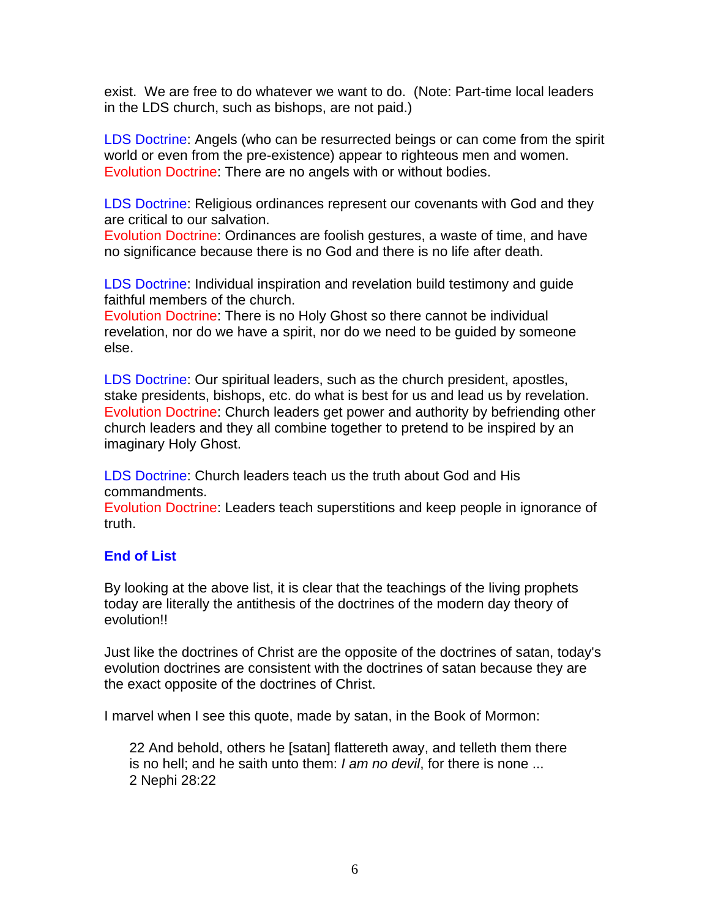exist. We are free to do whatever we want to do. (Note: Part-time local leaders in the LDS church, such as bishops, are not paid.)

LDS Doctrine: Angels (who can be resurrected beings or can come from the spirit world or even from the pre-existence) appear to righteous men and women.
Evolution Doctrine: There are no angels with or without bodies.

LDS Doctrine: Religious ordinances represent our covenants with God and they are critical to our salvation.
Evolution Doctrine: Ordinances are foolish gestures, a waste of time, and have no significance because there is no God and there is no life after death.

LDS Doctrine: Individual inspiration and revelation build testimony and guide faithful members of the church.
Evolution Doctrine: There is no Holy Ghost so there cannot be individual revelation, nor do we have a spirit, nor do we need to be guided by someone else.

LDS Doctrine: Our spiritual leaders, such as the church president, apostles, stake presidents, bishops, etc. do what is best for us and lead us by revelation.
Evolution Doctrine: Church leaders get power and authority by befriending other church leaders and they all combine together to pretend to be inspired by an imaginary Holy Ghost.

LDS Doctrine: Church leaders teach us the truth about God and His commandments.
Evolution Doctrine: Leaders teach superstitions and keep people in ignorance of truth.

**End of List**

By looking at the above list, it is clear that the teachings of the living prophets today are literally the antithesis of the doctrines of the modern day theory of evolution!!

Just like the doctrines of Christ are the opposite of the doctrines of satan, today's evolution doctrines are consistent with the doctrines of satan because they are the exact opposite of the doctrines of Christ.

I marvel when I see this quote, made by satan, in the Book of Mormon:

> 22 And behold, others he [satan] flattereth away, and telleth them there is no hell; and he saith unto them: *I am no devil*, for there is none ...
> 2 Nephi 28:22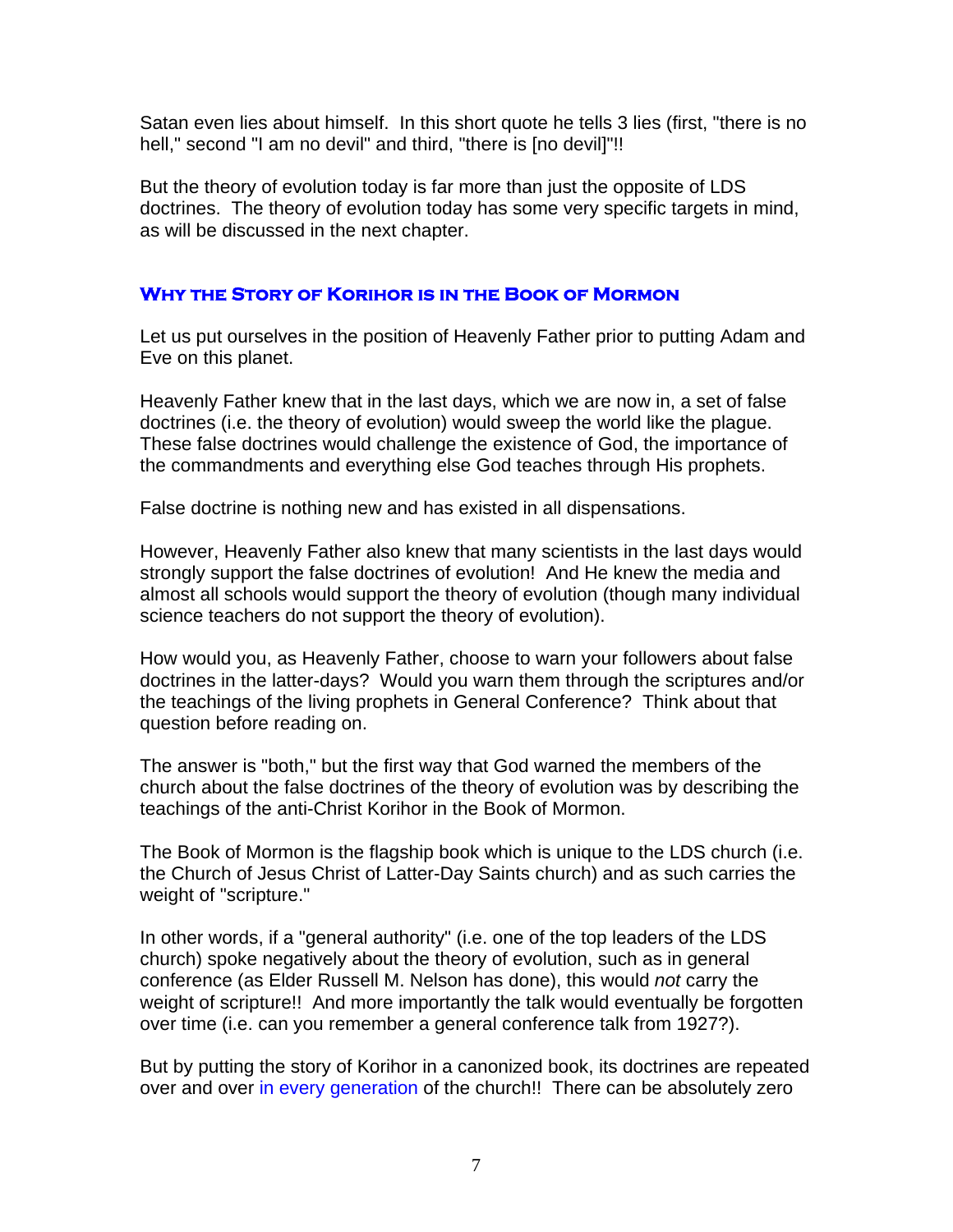Satan even lies about himself. In this short quote he tells 3 lies (first, "there is no hell," second "I am no devil" and third, "there is [no devil]"!!

But the theory of evolution today is far more than just the opposite of LDS doctrines. The theory of evolution today has some very specific targets in mind, as will be discussed in the next chapter.

### Why the Story of Korihor is in the Book of Mormon

Let us put ourselves in the position of Heavenly Father prior to putting Adam and Eve on this planet.

Heavenly Father knew that in the last days, which we are now in, a set of false doctrines (i.e. the theory of evolution) would sweep the world like the plague. These false doctrines would challenge the existence of God, the importance of the commandments and everything else God teaches through His prophets.

False doctrine is nothing new and has existed in all dispensations.

However, Heavenly Father also knew that many scientists in the last days would strongly support the false doctrines of evolution! And He knew the media and almost all schools would support the theory of evolution (though many individual science teachers do not support the theory of evolution).

How would you, as Heavenly Father, choose to warn your followers about false doctrines in the latter-days? Would you warn them through the scriptures and/or the teachings of the living prophets in General Conference? Think about that question before reading on.

The answer is "both," but the first way that God warned the members of the church about the false doctrines of the theory of evolution was by describing the teachings of the anti-Christ Korihor in the Book of Mormon.

The Book of Mormon is the flagship book which is unique to the LDS church (i.e. the Church of Jesus Christ of Latter-Day Saints church) and as such carries the weight of "scripture."

In other words, if a "general authority" (i.e. one of the top leaders of the LDS church) spoke negatively about the theory of evolution, such as in general conference (as Elder Russell M. Nelson has done), this would *not* carry the weight of scripture!! And more importantly the talk would eventually be forgotten over time (i.e. can you remember a general conference talk from 1927?).

But by putting the story of Korihor in a canonized book, its doctrines are repeated over and over in every generation of the church!! There can be absolutely zero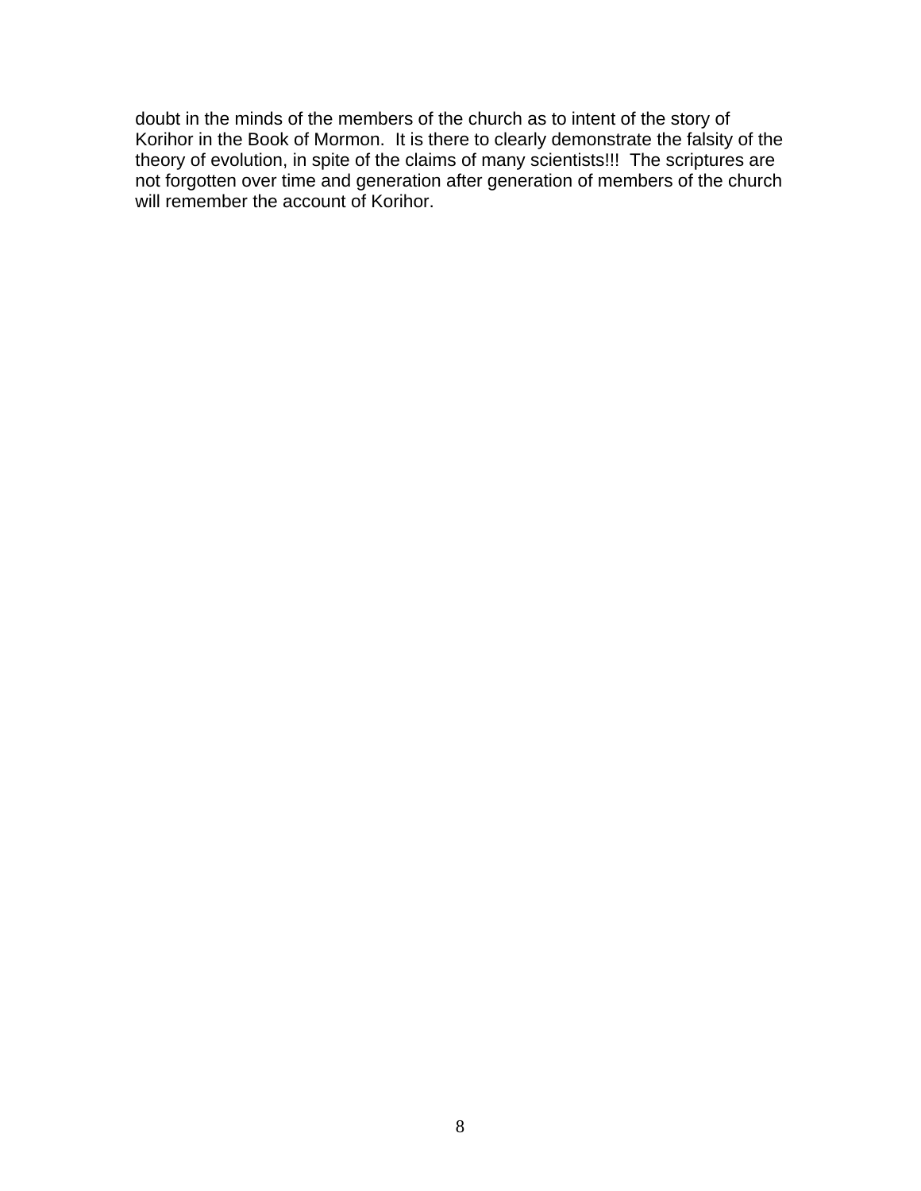doubt in the minds of the members of the church as to intent of the story of Korihor in the Book of Mormon. It is there to clearly demonstrate the falsity of the theory of evolution, in spite of the claims of many scientists!!! The scriptures are not forgotten over time and generation after generation of members of the church will remember the account of Korihor.